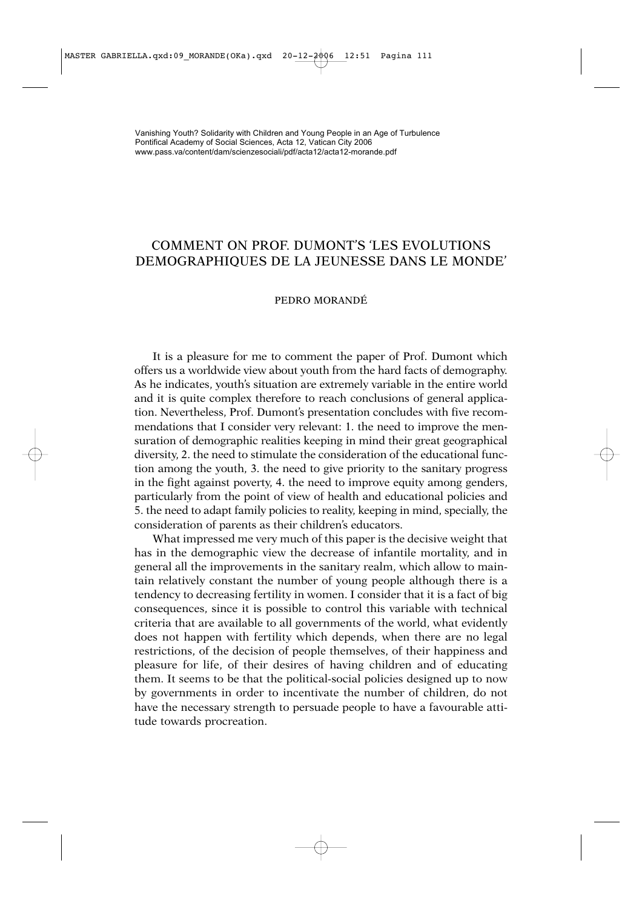Vanishing Youth? Solidarity with Children and Young People in an Age of Turbulence
Pontifical Academy of Social Sciences, Acta 12, Vatican City 2006
www.pass.va/content/dam/scienzesociali/pdf/acta12/acta12-morande.pdf

# COMMENT ON PROF. DUMONT'S 'LES EVOLUTIONS DEMOGRAPHIQUES DE LA JEUNESSE DANS LE MONDE'

PEDRO MORANDÉ

It is a pleasure for me to comment the paper of Prof. Dumont which offers us a worldwide view about youth from the hard facts of demography. As he indicates, youth's situation are extremely variable in the entire world and it is quite complex therefore to reach conclusions of general application. Nevertheless, Prof. Dumont's presentation concludes with five recommendations that I consider very relevant: 1. the need to improve the mensuration of demographic realities keeping in mind their great geographical diversity, 2. the need to stimulate the consideration of the educational function among the youth, 3. the need to give priority to the sanitary progress in the fight against poverty, 4. the need to improve equity among genders, particularly from the point of view of health and educational policies and 5. the need to adapt family policies to reality, keeping in mind, specially, the consideration of parents as their children's educators.

What impressed me very much of this paper is the decisive weight that has in the demographic view the decrease of infantile mortality, and in general all the improvements in the sanitary realm, which allow to maintain relatively constant the number of young people although there is a tendency to decreasing fertility in women. I consider that it is a fact of big consequences, since it is possible to control this variable with technical criteria that are available to all governments of the world, what evidently does not happen with fertility which depends, when there are no legal restrictions, of the decision of people themselves, of their happiness and pleasure for life, of their desires of having children and of educating them. It seems to be that the political-social policies designed up to now by governments in order to incentivate the number of children, do not have the necessary strength to persuade people to have a favourable attitude towards procreation.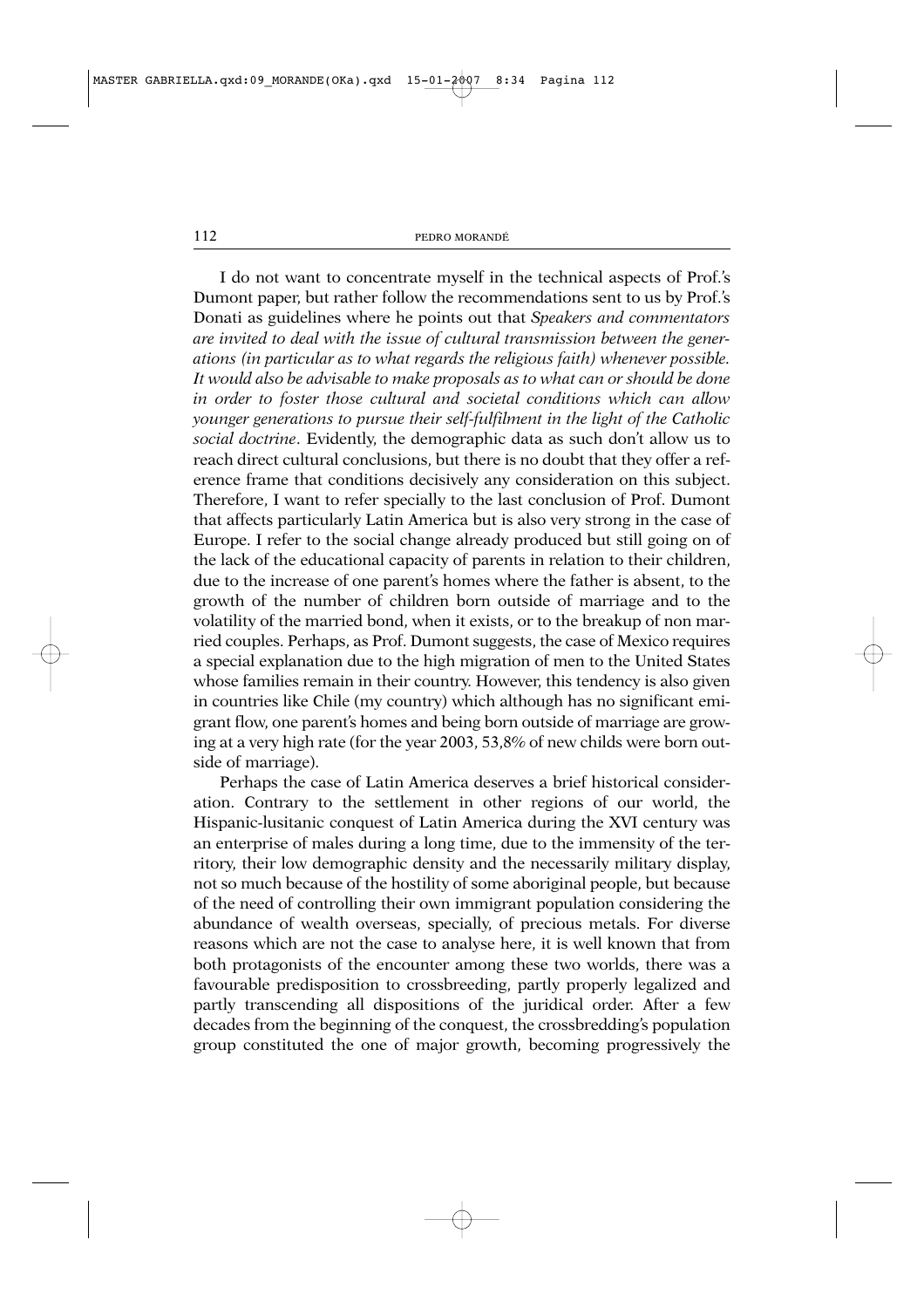I do not want to concentrate myself in the technical aspects of Prof.'s Dumont paper, but rather follow the recommendations sent to us by Prof.'s Donati as guidelines where he points out that *Speakers and commentators are invited to deal with the issue of cultural transmission between the generations (in particular as to what regards the religious faith) whenever possible. It would also be advisable to make proposals as to what can or should be done in order to foster those cultural and societal conditions which can allow younger generations to pursue their self-fulfilment in the light of the Catholic social doctrine*. Evidently, the demographic data as such don't allow us to reach direct cultural conclusions, but there is no doubt that they offer a reference frame that conditions decisively any consideration on this subject. Therefore, I want to refer specially to the last conclusion of Prof. Dumont that affects particularly Latin America but is also very strong in the case of Europe. I refer to the social change already produced but still going on of the lack of the educational capacity of parents in relation to their children, due to the increase of one parent's homes where the father is absent, to the growth of the number of children born outside of marriage and to the volatility of the married bond, when it exists, or to the breakup of non married couples. Perhaps, as Prof. Dumont suggests, the case of Mexico requires a special explanation due to the high migration of men to the United States whose families remain in their country. However, this tendency is also given in countries like Chile (my country) which although has no significant emigrant flow, one parent's homes and being born outside of marriage are growing at a very high rate (for the year 2003, 53,8% of new childs were born outside of marriage).

Perhaps the case of Latin America deserves a brief historical consideration. Contrary to the settlement in other regions of our world, the Hispanic-lusitanic conquest of Latin America during the XVI century was an enterprise of males during a long time, due to the immensity of the territory, their low demographic density and the necessarily military display, not so much because of the hostility of some aboriginal people, but because of the need of controlling their own immigrant population considering the abundance of wealth overseas, specially, of precious metals. For diverse reasons which are not the case to analyse here, it is well known that from both protagonists of the encounter among these two worlds, there was a favourable predisposition to crossbreeding, partly properly legalized and partly transcending all dispositions of the juridical order. After a few decades from the beginning of the conquest, the crossbredding's population group constituted the one of major growth, becoming progressively the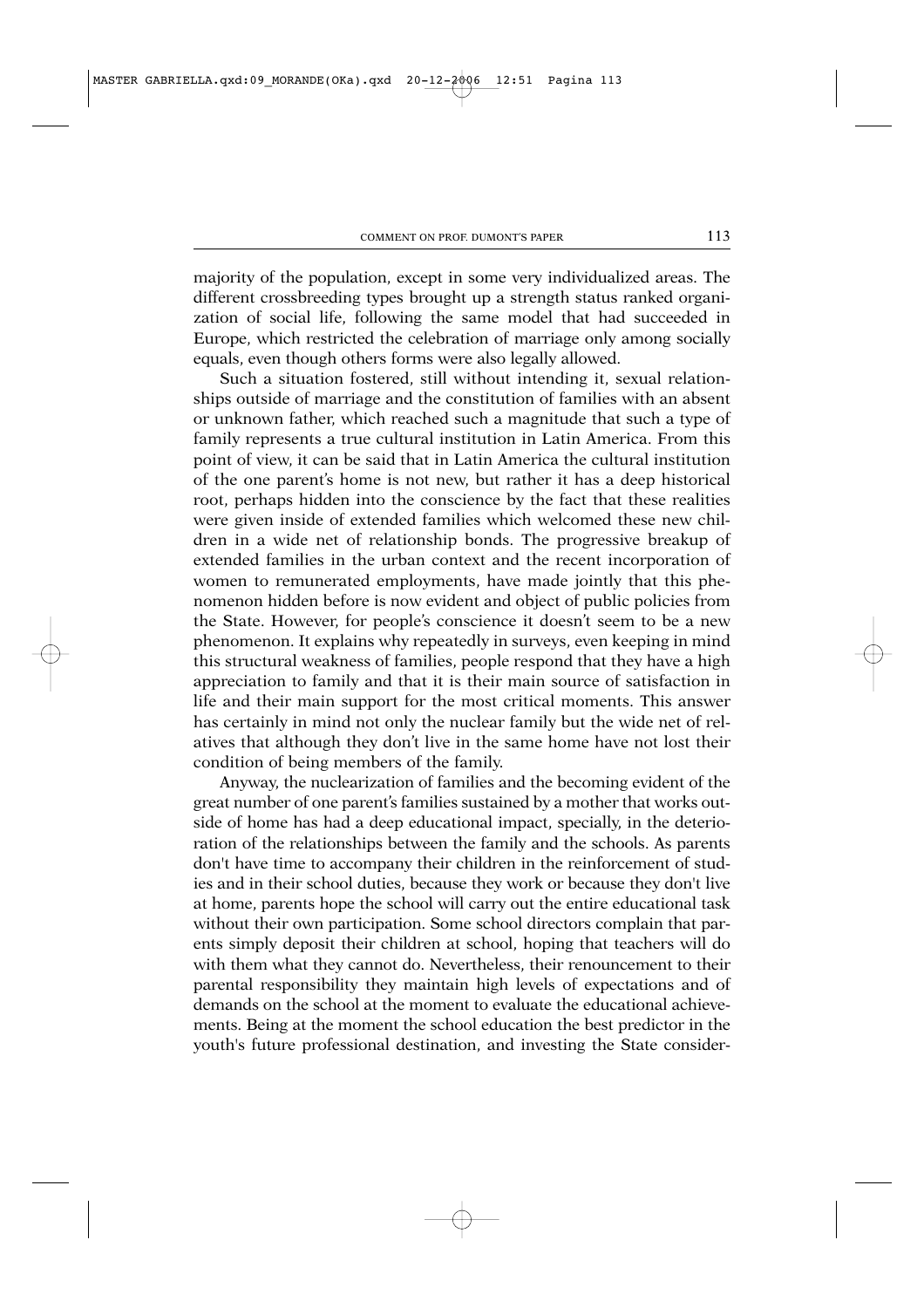majority of the population, except in some very individualized areas. The different crossbreeding types brought up a strength status ranked organization of social life, following the same model that had succeeded in Europe, which restricted the celebration of marriage only among socially equals, even though others forms were also legally allowed.

Such a situation fostered, still without intending it, sexual relationships outside of marriage and the constitution of families with an absent or unknown father, which reached such a magnitude that such a type of family represents a true cultural institution in Latin America. From this point of view, it can be said that in Latin America the cultural institution of the one parent's home is not new, but rather it has a deep historical root, perhaps hidden into the conscience by the fact that these realities were given inside of extended families which welcomed these new children in a wide net of relationship bonds. The progressive breakup of extended families in the urban context and the recent incorporation of women to remunerated employments, have made jointly that this phenomenon hidden before is now evident and object of public policies from the State. However, for people's conscience it doesn't seem to be a new phenomenon. It explains why repeatedly in surveys, even keeping in mind this structural weakness of families, people respond that they have a high appreciation to family and that it is their main source of satisfaction in life and their main support for the most critical moments. This answer has certainly in mind not only the nuclear family but the wide net of relatives that although they don't live in the same home have not lost their condition of being members of the family.

Anyway, the nuclearization of families and the becoming evident of the great number of one parent's families sustained by a mother that works outside of home has had a deep educational impact, specially, in the deterioration of the relationships between the family and the schools. As parents don't have time to accompany their children in the reinforcement of studies and in their school duties, because they work or because they don't live at home, parents hope the school will carry out the entire educational task without their own participation. Some school directors complain that parents simply deposit their children at school, hoping that teachers will do with them what they cannot do. Nevertheless, their renouncement to their parental responsibility they maintain high levels of expectations and of demands on the school at the moment to evaluate the educational achievements. Being at the moment the school education the best predictor in the youth's future professional destination, and investing the State consider-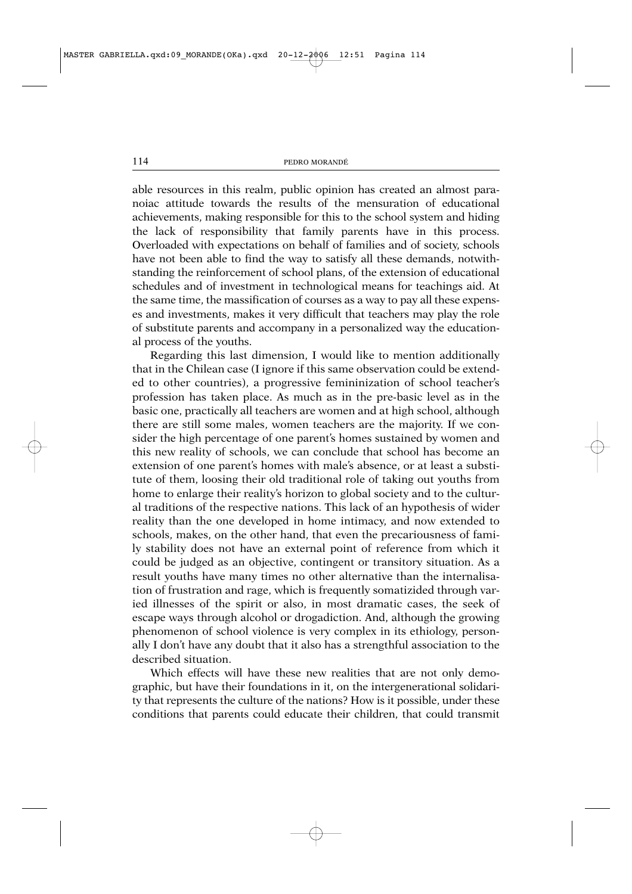able resources in this realm, public opinion has created an almost paranoiac attitude towards the results of the mensuration of educational achievements, making responsible for this to the school system and hiding the lack of responsibility that family parents have in this process. Overloaded with expectations on behalf of families and of society, schools have not been able to find the way to satisfy all these demands, notwithstanding the reinforcement of school plans, of the extension of educational schedules and of investment in technological means for teachings aid. At the same time, the massification of courses as a way to pay all these expenses and investments, makes it very difficult that teachers may play the role of substitute parents and accompany in a personalized way the educational process of the youths.

Regarding this last dimension, I would like to mention additionally that in the Chilean case (I ignore if this same observation could be extended to other countries), a progressive femininization of school teacher's profession has taken place. As much as in the pre-basic level as in the basic one, practically all teachers are women and at high school, although there are still some males, women teachers are the majority. If we consider the high percentage of one parent's homes sustained by women and this new reality of schools, we can conclude that school has become an extension of one parent's homes with male's absence, or at least a substitute of them, loosing their old traditional role of taking out youths from home to enlarge their reality's horizon to global society and to the cultural traditions of the respective nations. This lack of an hypothesis of wider reality than the one developed in home intimacy, and now extended to schools, makes, on the other hand, that even the precariousness of family stability does not have an external point of reference from which it could be judged as an objective, contingent or transitory situation. As a result youths have many times no other alternative than the internalisation of frustration and rage, which is frequently somatizided through varied illnesses of the spirit or also, in most dramatic cases, the seek of escape ways through alcohol or drogadiction. And, although the growing phenomenon of school violence is very complex in its ethiology, personally I don't have any doubt that it also has a strengthful association to the described situation.

Which effects will have these new realities that are not only demographic, but have their foundations in it, on the intergenerational solidarity that represents the culture of the nations? How is it possible, under these conditions that parents could educate their children, that could transmit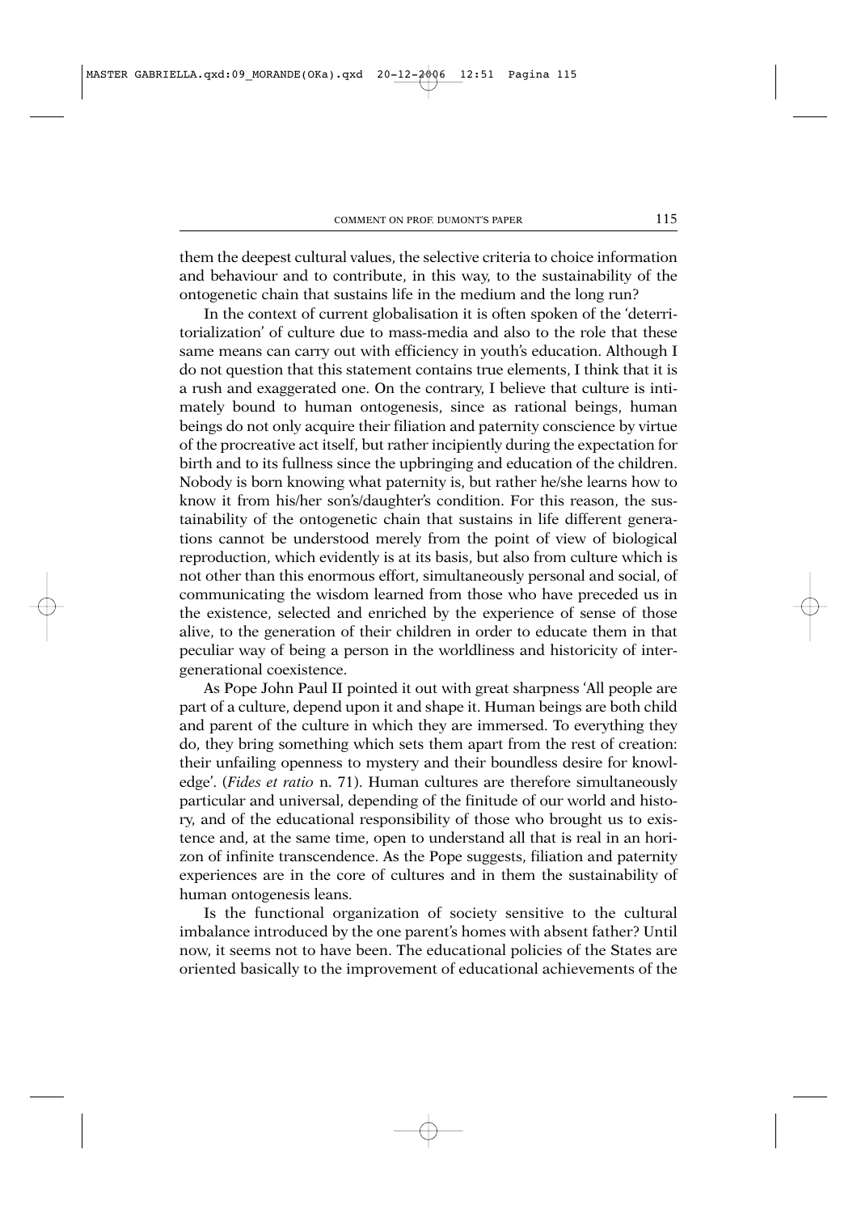them the deepest cultural values, the selective criteria to choice information and behaviour and to contribute, in this way, to the sustainability of the ontogenetic chain that sustains life in the medium and the long run?

In the context of current globalisation it is often spoken of the 'deterritorialization' of culture due to mass-media and also to the role that these same means can carry out with efficiency in youth's education. Although I do not question that this statement contains true elements, I think that it is a rush and exaggerated one. On the contrary, I believe that culture is intimately bound to human ontogenesis, since as rational beings, human beings do not only acquire their filiation and paternity conscience by virtue of the procreative act itself, but rather incipiently during the expectation for birth and to its fullness since the upbringing and education of the children. Nobody is born knowing what paternity is, but rather he/she learns how to know it from his/her son's/daughter's condition. For this reason, the sustainability of the ontogenetic chain that sustains in life different generations cannot be understood merely from the point of view of biological reproduction, which evidently is at its basis, but also from culture which is not other than this enormous effort, simultaneously personal and social, of communicating the wisdom learned from those who have preceded us in the existence, selected and enriched by the experience of sense of those alive, to the generation of their children in order to educate them in that peculiar way of being a person in the worldliness and historicity of intergenerational coexistence.

As Pope John Paul II pointed it out with great sharpness 'All people are part of a culture, depend upon it and shape it. Human beings are both child and parent of the culture in which they are immersed. To everything they do, they bring something which sets them apart from the rest of creation: their unfailing openness to mystery and their boundless desire for knowledge'. (*Fides et ratio* n. 71). Human cultures are therefore simultaneously particular and universal, depending of the finitude of our world and history, and of the educational responsibility of those who brought us to existence and, at the same time, open to understand all that is real in an horizon of infinite transcendence. As the Pope suggests, filiation and paternity experiences are in the core of cultures and in them the sustainability of human ontogenesis leans.

Is the functional organization of society sensitive to the cultural imbalance introduced by the one parent's homes with absent father? Until now, it seems not to have been. The educational policies of the States are oriented basically to the improvement of educational achievements of the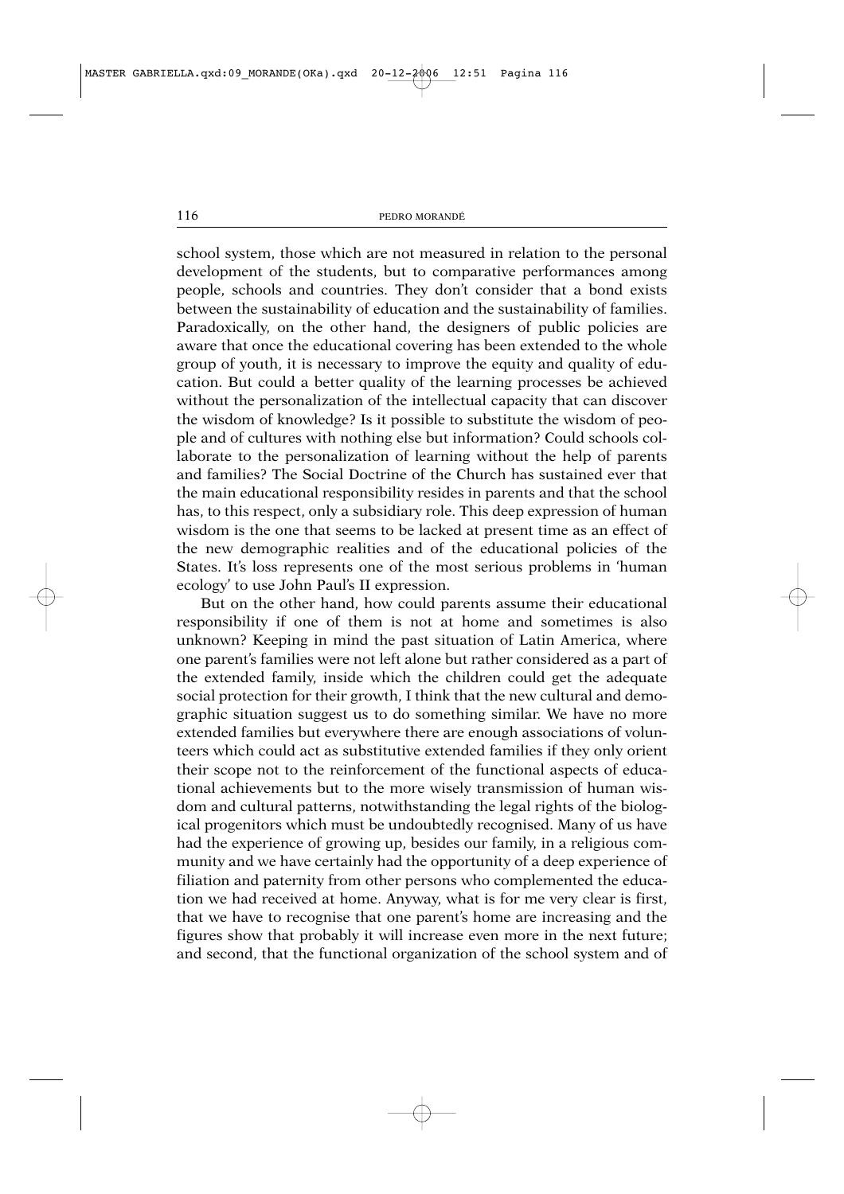school system, those which are not measured in relation to the personal development of the students, but to comparative performances among people, schools and countries. They don't consider that a bond exists between the sustainability of education and the sustainability of families. Paradoxically, on the other hand, the designers of public policies are aware that once the educational covering has been extended to the whole group of youth, it is necessary to improve the equity and quality of education. But could a better quality of the learning processes be achieved without the personalization of the intellectual capacity that can discover the wisdom of knowledge? Is it possible to substitute the wisdom of people and of cultures with nothing else but information? Could schools collaborate to the personalization of learning without the help of parents and families? The Social Doctrine of the Church has sustained ever that the main educational responsibility resides in parents and that the school has, to this respect, only a subsidiary role. This deep expression of human wisdom is the one that seems to be lacked at present time as an effect of the new demographic realities and of the educational policies of the States. It's loss represents one of the most serious problems in 'human ecology' to use John Paul's II expression.

But on the other hand, how could parents assume their educational responsibility if one of them is not at home and sometimes is also unknown? Keeping in mind the past situation of Latin America, where one parent's families were not left alone but rather considered as a part of the extended family, inside which the children could get the adequate social protection for their growth, I think that the new cultural and demographic situation suggest us to do something similar. We have no more extended families but everywhere there are enough associations of volunteers which could act as substitutive extended families if they only orient their scope not to the reinforcement of the functional aspects of educational achievements but to the more wisely transmission of human wisdom and cultural patterns, notwithstanding the legal rights of the biological progenitors which must be undoubtedly recognised. Many of us have had the experience of growing up, besides our family, in a religious community and we have certainly had the opportunity of a deep experience of filiation and paternity from other persons who complemented the education we had received at home. Anyway, what is for me very clear is first, that we have to recognise that one parent's home are increasing and the figures show that probably it will increase even more in the next future; and second, that the functional organization of the school system and of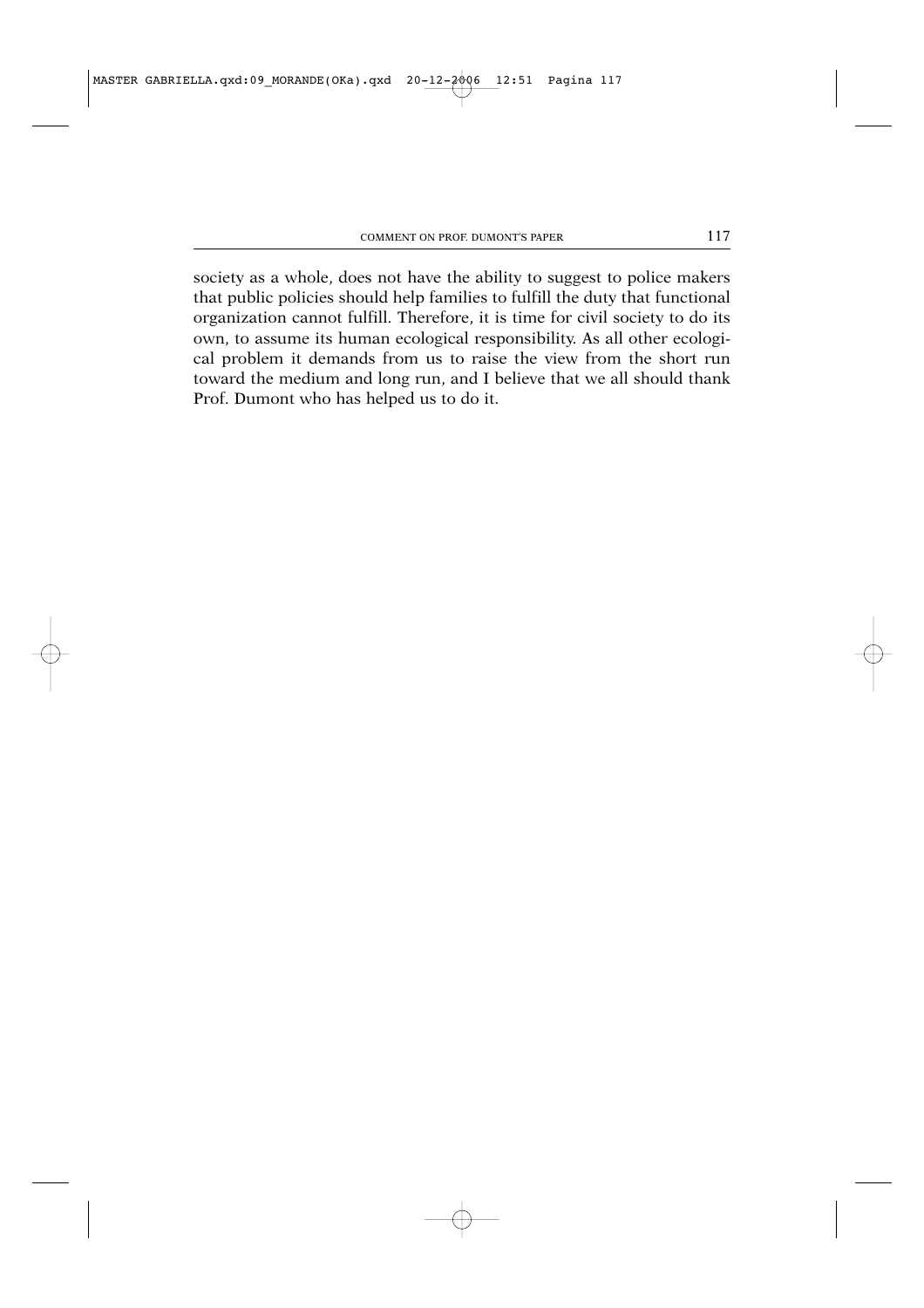society as a whole, does not have the ability to suggest to police makers that public policies should help families to fulfill the duty that functional organization cannot fulfill. Therefore, it is time for civil society to do its own, to assume its human ecological responsibility. As all other ecological problem it demands from us to raise the view from the short run toward the medium and long run, and I believe that we all should thank Prof. Dumont who has helped us to do it.